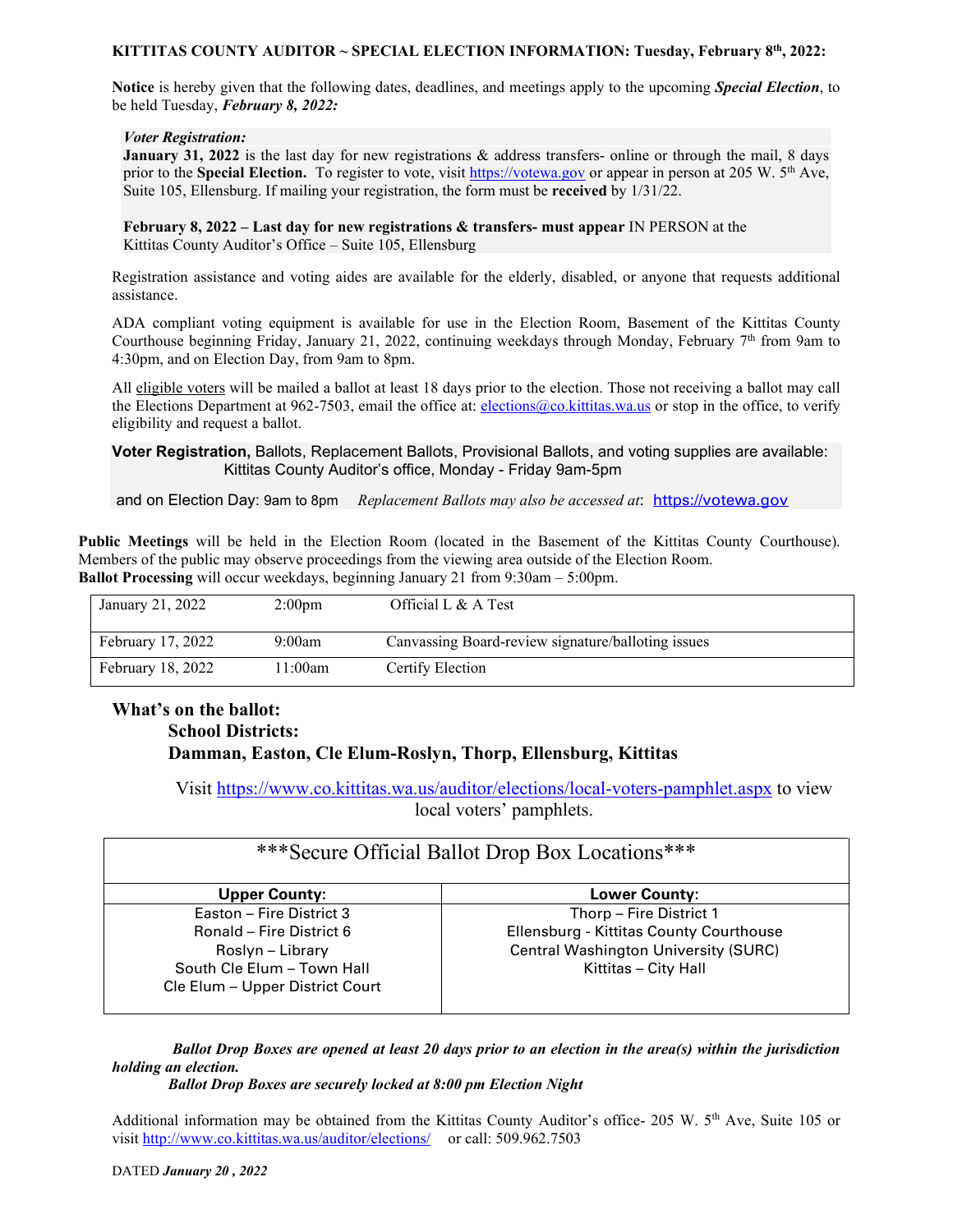**KITTITAS COUNTY AUDITOR ~ SPECIAL ELECTION INFORMATION: Tuesday, February 8th, 2022:**

**Notice** is hereby given that the following dates, deadlines, and meetings apply to the upcoming ***Special Election***, to be held Tuesday, ***February 8, 2022:***

***Voter Registration:***
**January 31, 2022** is the last day for new registrations & address transfers- online or through the mail, 8 days prior to the **Special Election.** To register to vote, visit https://votewa.gov or appear in person at 205 W. 5th Ave, Suite 105, Ellensburg. If mailing your registration, the form must be **received** by 1/31/22.

**February 8, 2022 – Last day for new registrations & transfers- must appear** IN PERSON at the Kittitas County Auditor's Office – Suite 105, Ellensburg

Registration assistance and voting aides are available for the elderly, disabled, or anyone that requests additional assistance.

ADA compliant voting equipment is available for use in the Election Room, Basement of the Kittitas County Courthouse beginning Friday, January 21, 2022, continuing weekdays through Monday, February 7th from 9am to 4:30pm, and on Election Day, from 9am to 8pm.

All eligible voters will be mailed a ballot at least 18 days prior to the election. Those not receiving a ballot may call the Elections Department at 962-7503, email the office at: elections@co.kittitas.wa.us or stop in the office, to verify eligibility and request a ballot.

**Voter Registration,** Ballots, Replacement Ballots, Provisional Ballots, and voting supplies are available:
Kittitas County Auditor's office, Monday - Friday 9am-5pm

and on Election Day: 9am to 8pm *Replacement Ballots may also be accessed at*: https://votewa.gov

**Public Meetings** will be held in the Election Room (located in the Basement of the Kittitas County Courthouse). Members of the public may observe proceedings from the viewing area outside of the Election Room.
**Ballot Processing** will occur weekdays, beginning January 21 from 9:30am – 5:00pm.

| | | |
|---|---|---|
| January 21, 2022 | 2:00pm | Official L & A Test |
| February 17, 2022 | 9:00am | Canvassing Board-review signature/balloting issues |
| February 18, 2022 | 11:00am | Certify Election |

## What's on the ballot:

### School Districts:

### Damman, Easton, Cle Elum-Roslyn, Thorp, Ellensburg, Kittitas

Visit https://www.co.kittitas.wa.us/auditor/elections/local-voters-pamphlet.aspx to view local voters' pamphlets.

***Secure Official Ballot Drop Box Locations***

| Upper County: | Lower County: |
|---|---|
| Easton – Fire District 3<br>Ronald – Fire District 6<br>Roslyn – Library<br>South Cle Elum – Town Hall<br>Cle Elum – Upper District Court | Thorp – Fire District 1<br>Ellensburg - Kittitas County Courthouse<br>Central Washington University (SURC)<br>Kittitas – City Hall |

***Ballot Drop Boxes are opened at least 20 days prior to an election in the area(s) within the jurisdiction holding an election.***
***Ballot Drop Boxes are securely locked at 8:00 pm Election Night***

Additional information may be obtained from the Kittitas County Auditor's office- 205 W. 5th Ave, Suite 105 or visit http://www.co.kittitas.wa.us/auditor/elections/ or call: 509.962.7503

DATED ***January 20 , 2022***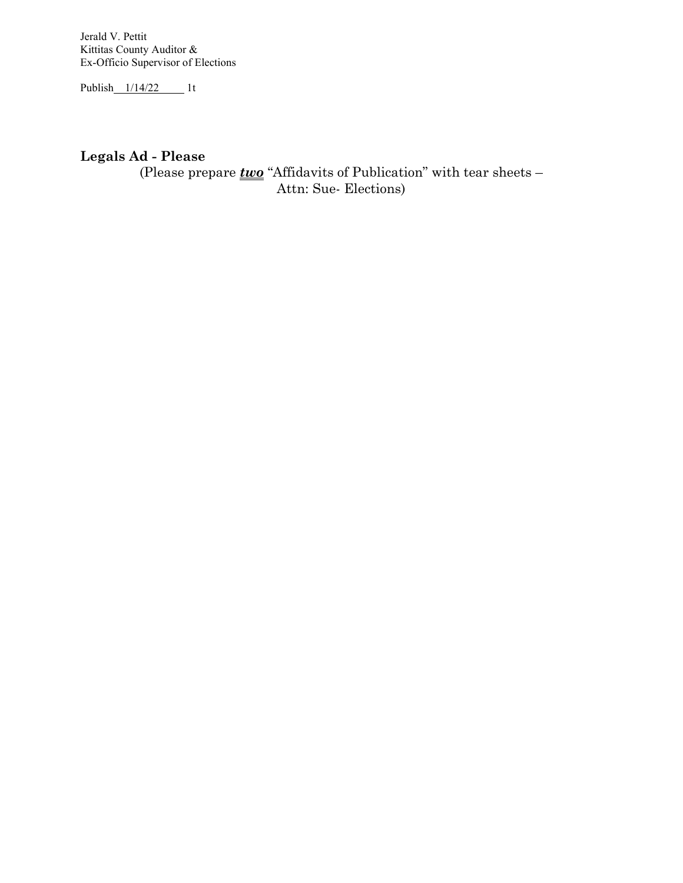Jerald V. Pettit
Kittitas County Auditor &
Ex-Officio Supervisor of Elections

Publish 1/14/22 1t

**Legals Ad - Please**

(Please prepare ***two*** "Affidavits of Publication" with tear sheets –
Attn: Sue- Elections)